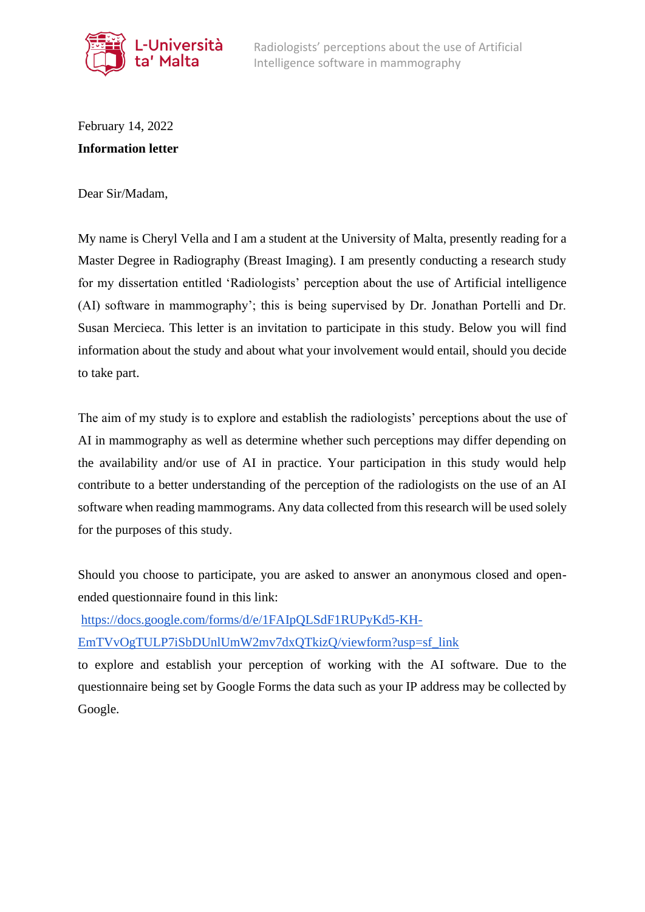February 14, 2022

**Information letter**

Dear Sir/Madam,

My name is Cheryl Vella and I am a student at the University of Malta, presently reading for a Master Degree in Radiography (Breast Imaging). I am presently conducting a research study for my dissertation entitled 'Radiologists' perception about the use of Artificial intelligence (AI) software in mammography'; this is being supervised by Dr. Jonathan Portelli and Dr. Susan Mercieca. This letter is an invitation to participate in this study. Below you will find information about the study and about what your involvement would entail, should you decide to take part.

The aim of my study is to explore and establish the radiologists' perceptions about the use of AI in mammography as well as determine whether such perceptions may differ depending on the availability and/or use of AI in practice. Your participation in this study would help contribute to a better understanding of the perception of the radiologists on the use of an AI software when reading mammograms. Any data collected from this research will be used solely for the purposes of this study.

Should you choose to participate, you are asked to answer an anonymous closed and open-ended questionnaire found in this link:
https://docs.google.com/forms/d/e/1FAIpQLSdF1RUPyKd5-KH-EmTVvOgTULP7iSbDUnlUmW2mv7dxQTkizQ/viewform?usp=sf_link
to explore and establish your perception of working with the AI software. Due to the questionnaire being set by Google Forms the data such as your IP address may be collected by Google.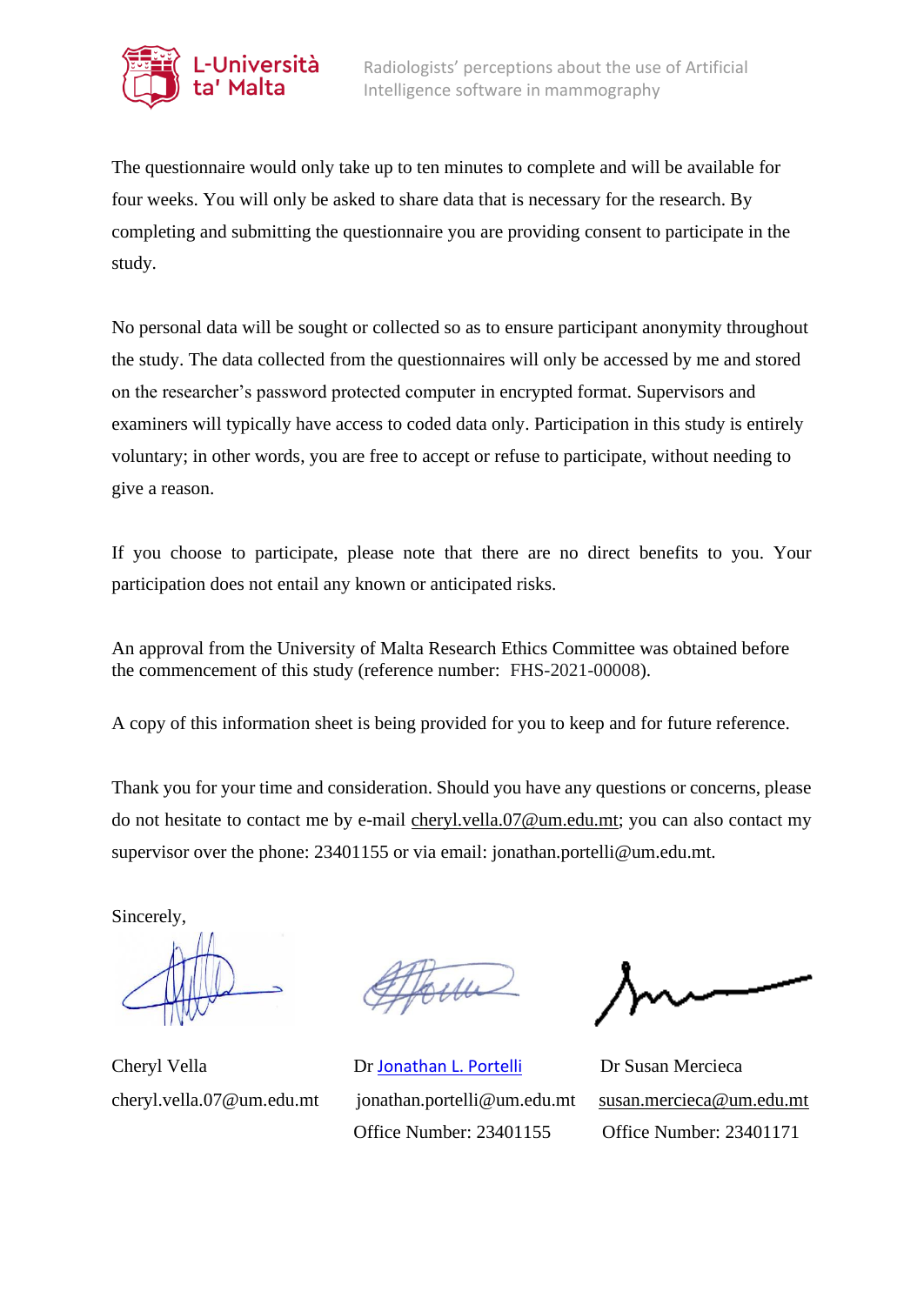The questionnaire would only take up to ten minutes to complete and will be available for four weeks. You will only be asked to share data that is necessary for the research. By completing and submitting the questionnaire you are providing consent to participate in the study.

No personal data will be sought or collected so as to ensure participant anonymity throughout the study. The data collected from the questionnaires will only be accessed by me and stored on the researcher's password protected computer in encrypted format. Supervisors and examiners will typically have access to coded data only. Participation in this study is entirely voluntary; in other words, you are free to accept or refuse to participate, without needing to give a reason.

If you choose to participate, please note that there are no direct benefits to you. Your participation does not entail any known or anticipated risks.

An approval from the University of Malta Research Ethics Committee was obtained before the commencement of this study (reference number: FHS-2021-00008).

A copy of this information sheet is being provided for you to keep and for future reference.

Thank you for your time and consideration. Should you have any questions or concerns, please do not hesitate to contact me by e-mail cheryl.vella.07@um.edu.mt; you can also contact my supervisor over the phone: 23401155 or via email: jonathan.portelli@um.edu.mt.

Sincerely,

Cheryl Vella
cheryl.vella.07@um.edu.mt

Dr Jonathan L. Portelli
jonathan.portelli@um.edu.mt
Office Number: 23401155

Dr Susan Mercieca
susan.mercieca@um.edu.mt
Office Number: 23401171